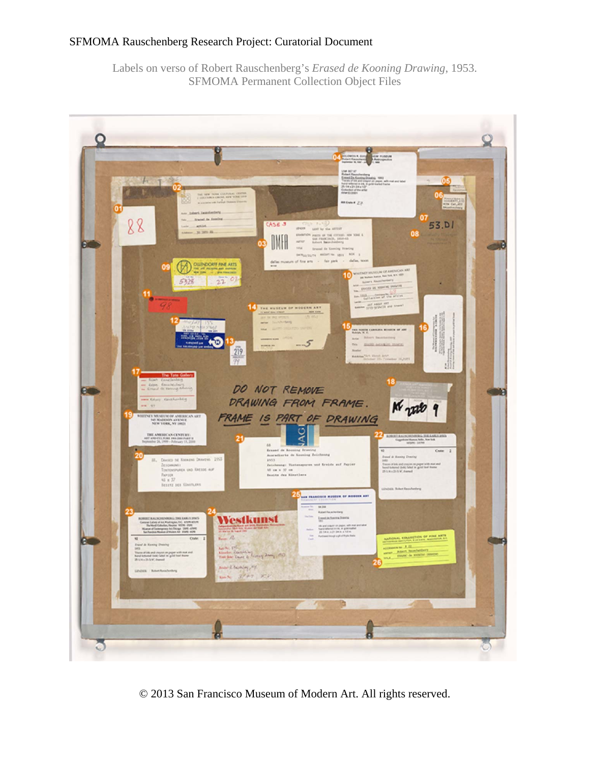SFMOMA Rauschenberg Research Project: Curatorial Document

Labels on verso of Robert Rauschenberg's *Erased de Kooning Drawing*, 1953.
SFMOMA Permanent Collection Object Files

© 2013 San Francisco Museum of Modern Art. All rights reserved.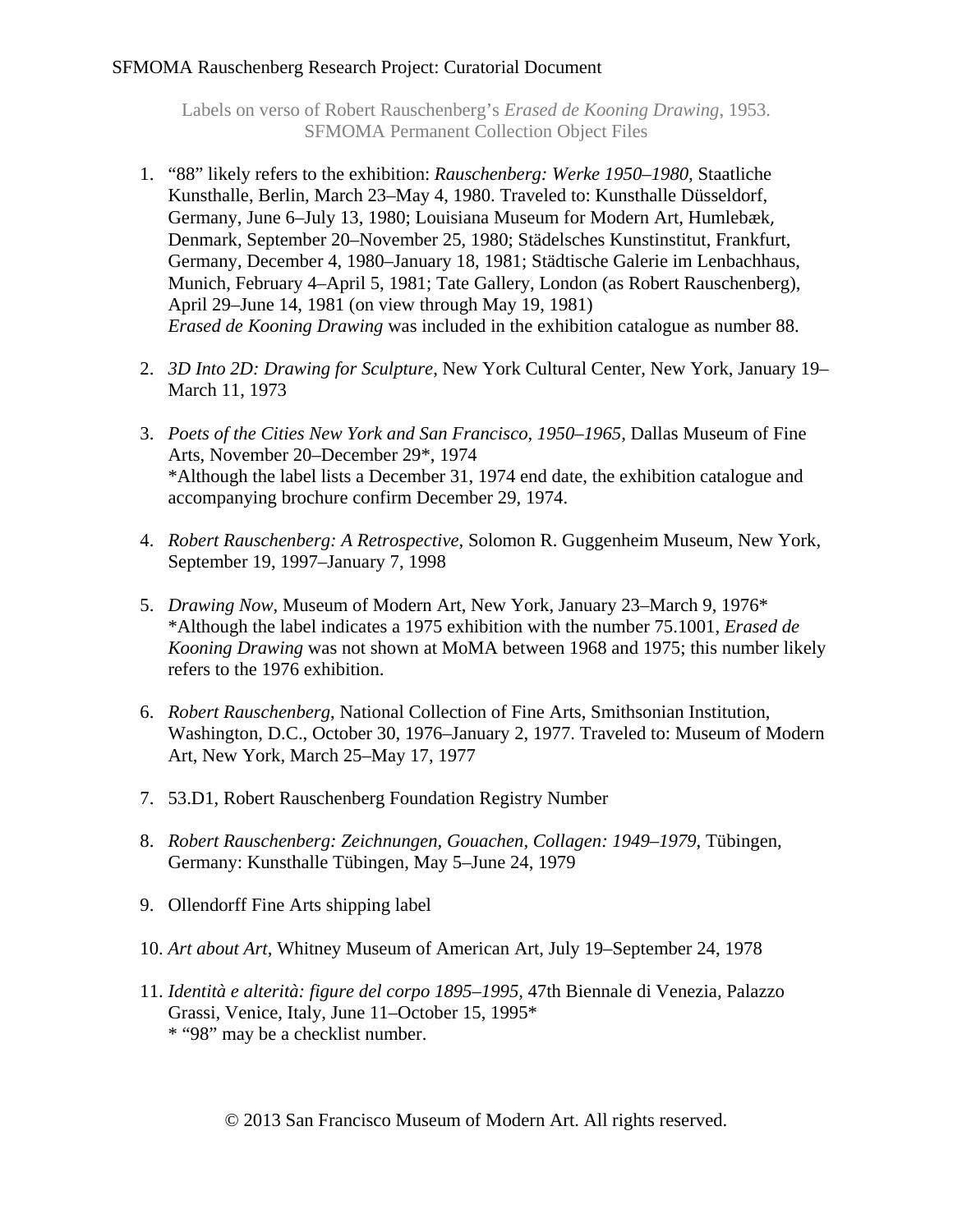Labels on verso of Robert Rauschenberg's *Erased de Kooning Drawing*, 1953.
SFMOMA Permanent Collection Object Files

1. "88" likely refers to the exhibition: *Rauschenberg: Werke 1950–1980*, Staatliche Kunsthalle, Berlin, March 23–May 4, 1980. Traveled to: Kunsthalle Düsseldorf, Germany, June 6–July 13, 1980; Louisiana Museum for Modern Art, Humlebæk, Denmark, September 20–November 25, 1980; Städelsches Kunstinstitut, Frankfurt, Germany, December 4, 1980–January 18, 1981; Städtische Galerie im Lenbachhaus, Munich, February 4–April 5, 1981; Tate Gallery, London (as Robert Rauschenberg), April 29–June 14, 1981 (on view through May 19, 1981)
   *Erased de Kooning Drawing* was included in the exhibition catalogue as number 88.

2. *3D Into 2D: Drawing for Sculpture*, New York Cultural Center, New York, January 19–March 11, 1973

3. *Poets of the Cities New York and San Francisco, 1950–1965*, Dallas Museum of Fine Arts, November 20–December 29*, 1974
   *Although the label lists a December 31, 1974 end date, the exhibition catalogue and accompanying brochure confirm December 29, 1974.

4. *Robert Rauschenberg: A Retrospective*, Solomon R. Guggenheim Museum, New York, September 19, 1997–January 7, 1998

5. *Drawing Now*, Museum of Modern Art, New York, January 23–March 9, 1976*
   *Although the label indicates a 1975 exhibition with the number 75.1001, *Erased de Kooning Drawing* was not shown at MoMA between 1968 and 1975; this number likely refers to the 1976 exhibition.

6. *Robert Rauschenberg*, National Collection of Fine Arts, Smithsonian Institution, Washington, D.C., October 30, 1976–January 2, 1977. Traveled to: Museum of Modern Art, New York, March 25–May 17, 1977

7. 53.D1, Robert Rauschenberg Foundation Registry Number

8. *Robert Rauschenberg: Zeichnungen, Gouachen, Collagen: 1949–1979*, Tübingen, Germany: Kunsthalle Tübingen, May 5–June 24, 1979

9. Ollendorff Fine Arts shipping label

10. *Art about Art*, Whitney Museum of American Art, July 19–September 24, 1978

11. *Identità e alterità: figure del corpo 1895–1995*, 47th Biennale di Venezia, Palazzo Grassi, Venice, Italy, June 11–October 15, 1995*
    * "98" may be a checklist number.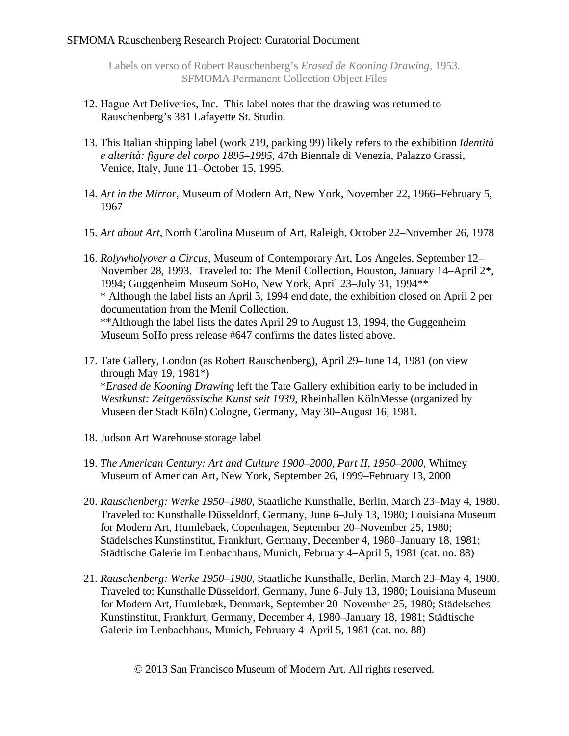Labels on verso of Robert Rauschenberg's *Erased de Kooning Drawing*, 1953.
SFMOMA Permanent Collection Object Files

12. Hague Art Deliveries, Inc. This label notes that the drawing was returned to Rauschenberg's 381 Lafayette St. Studio.

13. This Italian shipping label (work 219, packing 99) likely refers to the exhibition *Identità e alterità: figure del corpo 1895–1995*, 47th Biennale di Venezia, Palazzo Grassi, Venice, Italy, June 11–October 15, 1995.

14. *Art in the Mirror*, Museum of Modern Art, New York, November 22, 1966–February 5, 1967

15. *Art about Art*, North Carolina Museum of Art, Raleigh, October 22–November 26, 1978

16. *Rolywholyover a Circus*, Museum of Contemporary Art, Los Angeles, September 12–November 28, 1993. Traveled to: The Menil Collection, Houston, January 14–April 2*, 1994; Guggenheim Museum SoHo, New York, April 23–July 31, 1994**
    * Although the label lists an April 3, 1994 end date, the exhibition closed on April 2 per documentation from the Menil Collection.
    **Although the label lists the dates April 29 to August 13, 1994, the Guggenheim Museum SoHo press release #647 confirms the dates listed above.

17. Tate Gallery, London (as Robert Rauschenberg), April 29–June 14, 1981 (on view through May 19, 1981*)
    **Erased de Kooning Drawing* left the Tate Gallery exhibition early to be included in *Westkunst: Zeitgenössische Kunst seit 1939*, Rheinhallen KölnMesse (organized by Museen der Stadt Köln) Cologne, Germany, May 30–August 16, 1981.

18. Judson Art Warehouse storage label

19. *The American Century: Art and Culture 1900–2000, Part II, 1950–2000*, Whitney Museum of American Art, New York, September 26, 1999–February 13, 2000

20. *Rauschenberg: Werke 1950–1980,* Staatliche Kunsthalle, Berlin, March 23–May 4, 1980. Traveled to: Kunsthalle Düsseldorf, Germany, June 6–July 13, 1980; Louisiana Museum for Modern Art, Humlebaek, Copenhagen, September 20–November 25, 1980; Städelsches Kunstinstitut, Frankfurt, Germany, December 4, 1980–January 18, 1981; Städtische Galerie im Lenbachhaus, Munich, February 4–April 5, 1981 (cat. no. 88)

21. *Rauschenberg: Werke 1950–1980*, Staatliche Kunsthalle, Berlin, March 23–May 4, 1980. Traveled to: Kunsthalle Düsseldorf, Germany, June 6–July 13, 1980; Louisiana Museum for Modern Art, Humlebæk, Denmark, September 20–November 25, 1980; Städelsches Kunstinstitut, Frankfurt, Germany, December 4, 1980–January 18, 1981; Städtische Galerie im Lenbachhaus, Munich, February 4–April 5, 1981 (cat. no. 88)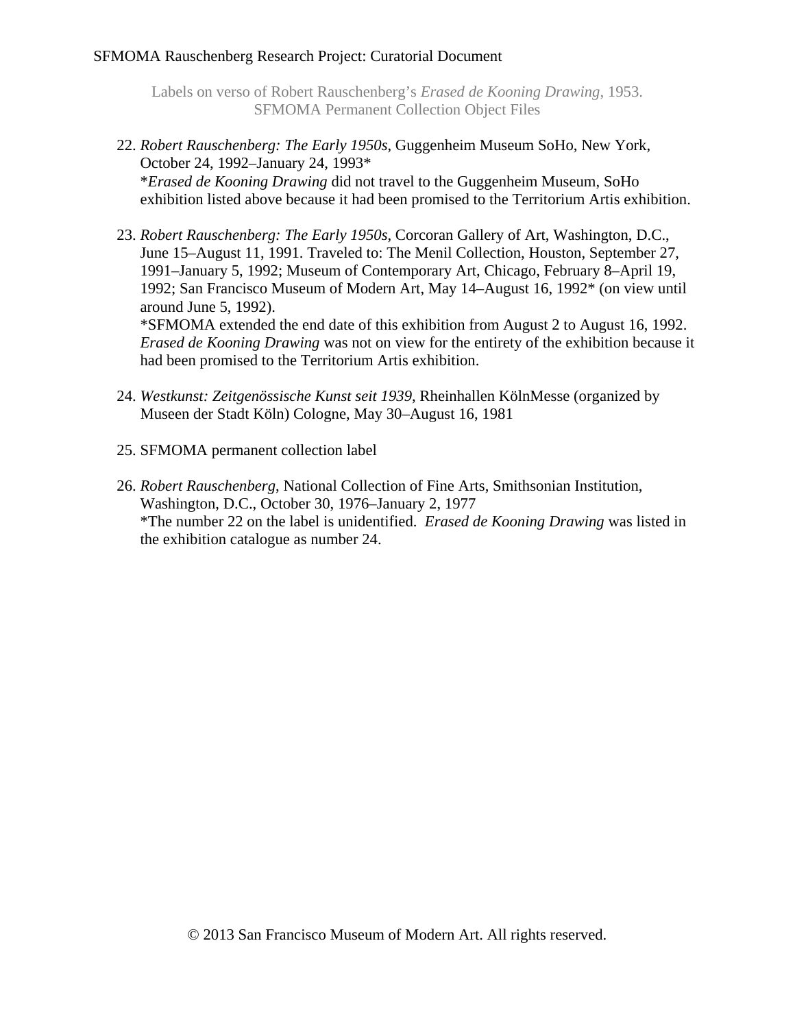Labels on verso of Robert Rauschenberg's *Erased de Kooning Drawing*, 1953.
SFMOMA Permanent Collection Object Files

22. *Robert Rauschenberg: The Early 1950s*, Guggenheim Museum SoHo, New York, October 24, 1992–January 24, 1993*
    **Erased de Kooning Drawing* did not travel to the Guggenheim Museum, SoHo exhibition listed above because it had been promised to the Territorium Artis exhibition.

23. *Robert Rauschenberg: The Early 1950s*, Corcoran Gallery of Art, Washington, D.C., June 15–August 11, 1991. Traveled to: The Menil Collection, Houston, September 27, 1991–January 5, 1992; Museum of Contemporary Art, Chicago, February 8–April 19, 1992; San Francisco Museum of Modern Art, May 14–August 16, 1992* (on view until around June 5, 1992).
    *SFMOMA extended the end date of this exhibition from August 2 to August 16, 1992. *Erased de Kooning Drawing* was not on view for the entirety of the exhibition because it had been promised to the Territorium Artis exhibition.

24. *Westkunst: Zeitgenössische Kunst seit 1939*, Rheinhallen KölnMesse (organized by Museen der Stadt Köln) Cologne, May 30–August 16, 1981

25. SFMOMA permanent collection label

26. *Robert Rauschenberg*, National Collection of Fine Arts, Smithsonian Institution, Washington, D.C., October 30, 1976–January 2, 1977
    *The number 22 on the label is unidentified. *Erased de Kooning Drawing* was listed in the exhibition catalogue as number 24.

© 2013 San Francisco Museum of Modern Art. All rights reserved.